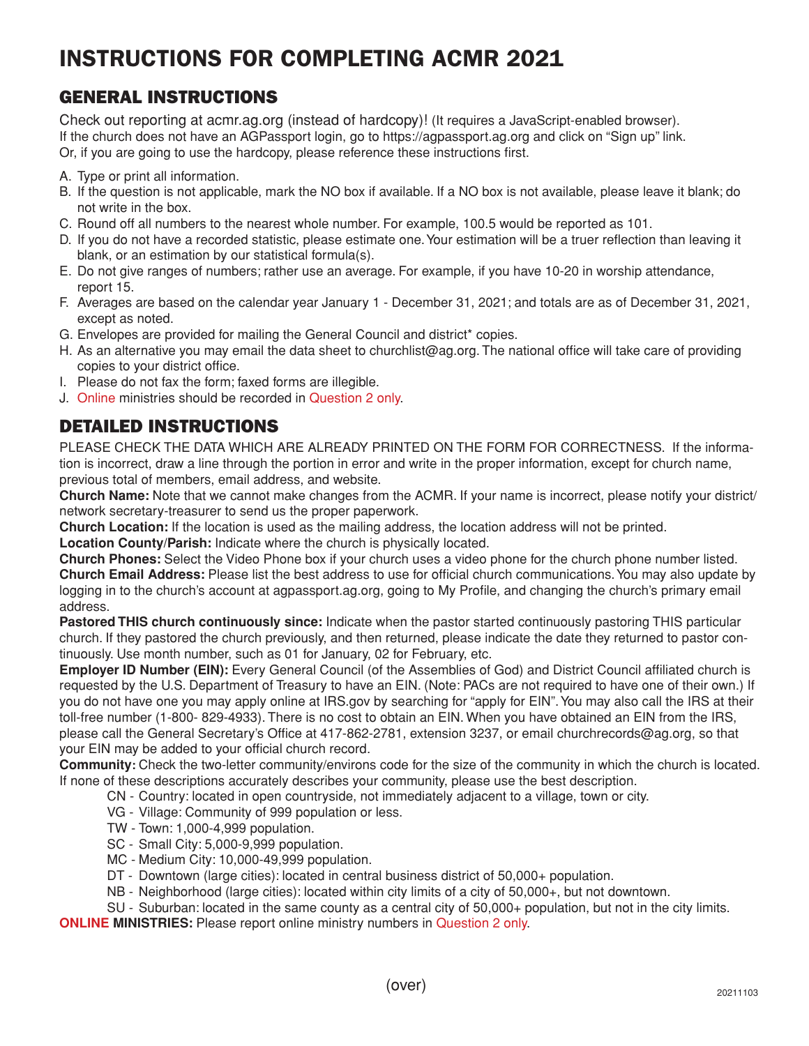# INSTRUCTIONS FOR COMPLETING ACMR 2021

## GENERAL INSTRUCTIONS

Check out reporting at acmr.ag.org (instead of hardcopy)! (It requires a JavaScript-enabled browser).
If the church does not have an AGPassport login, go to https://agpassport.ag.org and click on "Sign up" link.
Or, if you are going to use the hardcopy, please reference these instructions first.

A. Type or print all information.
B. If the question is not applicable, mark the NO box if available. If a NO box is not available, please leave it blank; do not write in the box.
C. Round off all numbers to the nearest whole number. For example, 100.5 would be reported as 101.
D. If you do not have a recorded statistic, please estimate one. Your estimation will be a truer reflection than leaving it blank, or an estimation by our statistical formula(s).
E. Do not give ranges of numbers; rather use an average. For example, if you have 10-20 in worship attendance, report 15.
F. Averages are based on the calendar year January 1 - December 31, 2021; and totals are as of December 31, 2021, except as noted.
G. Envelopes are provided for mailing the General Council and district* copies.
H. As an alternative you may email the data sheet to churchlist@ag.org. The national office will take care of providing copies to your district office.
I. Please do not fax the form; faxed forms are illegible.
J. Online ministries should be recorded in Question 2 only.

## DETAILED INSTRUCTIONS

PLEASE CHECK THE DATA WHICH ARE ALREADY PRINTED ON THE FORM FOR CORRECTNESS. If the information is incorrect, draw a line through the portion in error and write in the proper information, except for church name, previous total of members, email address, and website.

**Church Name:** Note that we cannot make changes from the ACMR. If your name is incorrect, please notify your district/network secretary-treasurer to send us the proper paperwork.

**Church Location:** If the location is used as the mailing address, the location address will not be printed.

**Location County/Parish:** Indicate where the church is physically located.

**Church Phones:** Select the Video Phone box if your church uses a video phone for the church phone number listed.

**Church Email Address:** Please list the best address to use for official church communications. You may also update by logging in to the church's account at agpassport.ag.org, going to My Profile, and changing the church's primary email address.

**Pastored THIS church continuously since:** Indicate when the pastor started continuously pastoring THIS particular church. If they pastored the church previously, and then returned, please indicate the date they returned to pastor continuously. Use month number, such as 01 for January, 02 for February, etc.

**Employer ID Number (EIN):** Every General Council (of the Assemblies of God) and District Council affiliated church is requested by the U.S. Department of Treasury to have an EIN. (Note: PACs are not required to have one of their own.) If you do not have one you may apply online at IRS.gov by searching for "apply for EIN". You may also call the IRS at their toll-free number (1-800- 829-4933). There is no cost to obtain an EIN. When you have obtained an EIN from the IRS, please call the General Secretary's Office at 417-862-2781, extension 3237, or email churchrecords@ag.org, so that your EIN may be added to your official church record.

**Community:** Check the two-letter community/environs code for the size of the community in which the church is located. If none of these descriptions accurately describes your community, please use the best description.

- CN - Country: located in open countryside, not immediately adjacent to a village, town or city.
- VG - Village: Community of 999 population or less.
- TW - Town: 1,000-4,999 population.
- SC - Small City: 5,000-9,999 population.
- MC - Medium City: 10,000-49,999 population.
- DT - Downtown (large cities): located in central business district of 50,000+ population.
- NB - Neighborhood (large cities): located within city limits of a city of 50,000+, but not downtown.
- SU - Suburban: located in the same county as a central city of 50,000+ population, but not in the city limits.

**ONLINE MINISTRIES:** Please report online ministry numbers in Question 2 only.

(over)

20211103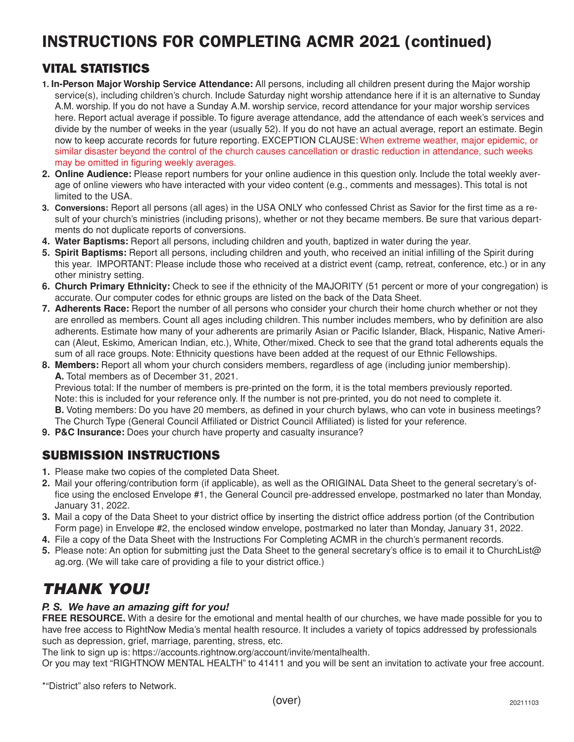# INSTRUCTIONS FOR COMPLETING ACMR 2021 (continued)

## VITAL STATISTICS

1. **In-Person Major Worship Service Attendance:** All persons, including all children present during the Major worship service(s), including children's church. Include Saturday night worship attendance here if it is an alternative to Sunday A.M. worship. If you do not have a Sunday A.M. worship service, record attendance for your major worship services here. Report actual average if possible. To figure average attendance, add the attendance of each week's services and divide by the number of weeks in the year (usually 52). If you do not have an actual average, report an estimate. Begin now to keep accurate records for future reporting. EXCEPTION CLAUSE: When extreme weather, major epidemic, or similar disaster beyond the control of the church causes cancellation or drastic reduction in attendance, such weeks may be omitted in figuring weekly averages.
2. **Online Audience:** Please report numbers for your online audience in this question only. Include the total weekly average of online viewers who have interacted with your video content (e.g., comments and messages). This total is not limited to the USA.
3. **Conversions:** Report all persons (all ages) in the USA ONLY who confessed Christ as Savior for the first time as a result of your church's ministries (including prisons), whether or not they became members. Be sure that various departments do not duplicate reports of conversions.
4. **Water Baptisms:** Report all persons, including children and youth, baptized in water during the year.
5. **Spirit Baptisms:** Report all persons, including children and youth, who received an initial infilling of the Spirit during this year. IMPORTANT: Please include those who received at a district event (camp, retreat, conference, etc.) or in any other ministry setting.
6. **Church Primary Ethnicity:** Check to see if the ethnicity of the MAJORITY (51 percent or more of your congregation) is accurate. Our computer codes for ethnic groups are listed on the back of the Data Sheet.
7. **Adherents Race:** Report the number of all persons who consider your church their home church whether or not they are enrolled as members. Count all ages including children. This number includes members, who by definition are also adherents. Estimate how many of your adherents are primarily Asian or Pacific Islander, Black, Hispanic, Native American (Aleut, Eskimo, American Indian, etc.), White, Other/mixed. Check to see that the grand total adherents equals the sum of all race groups. Note: Ethnicity questions have been added at the request of our Ethnic Fellowships.
8. **Members:** Report all whom your church considers members, regardless of age (including junior membership).
   **A.** Total members as of December 31, 2021.
   Previous total: If the number of members is pre-printed on the form, it is the total members previously reported. Note: this is included for your reference only. If the number is not pre-printed, you do not need to complete it.
   **B.** Voting members: Do you have 20 members, as defined in your church bylaws, who can vote in business meetings? The Church Type (General Council Affiliated or District Council Affiliated) is listed for your reference.
9. **P&C Insurance:** Does your church have property and casualty insurance?

## SUBMISSION INSTRUCTIONS

1. Please make two copies of the completed Data Sheet.
2. Mail your offering/contribution form (if applicable), as well as the ORIGINAL Data Sheet to the general secretary's office using the enclosed Envelope #1, the General Council pre-addressed envelope, postmarked no later than Monday, January 31, 2022.
3. Mail a copy of the Data Sheet to your district office by inserting the district office address portion (of the Contribution Form page) in Envelope #2, the enclosed window envelope, postmarked no later than Monday, January 31, 2022.
4. File a copy of the Data Sheet with the Instructions For Completing ACMR in the church's permanent records.
5. Please note: An option for submitting just the Data Sheet to the general secretary's office is to email it to ChurchList@ag.org. (We will take care of providing a file to your district office.)

# *THANK YOU!*

***P. S. We have an amazing gift for you!***

**FREE RESOURCE.** With a desire for the emotional and mental health of our churches, we have made possible for you to have free access to RightNow Media's mental health resource. It includes a variety of topics addressed by professionals such as depression, grief, marriage, parenting, stress, etc.

The link to sign up is: https://accounts.rightnow.org/account/invite/mentalhealth.

Or you may text "RIGHTNOW MENTAL HEALTH" to 41411 and you will be sent an invitation to activate your free account.

*"District" also refers to Network.

(over)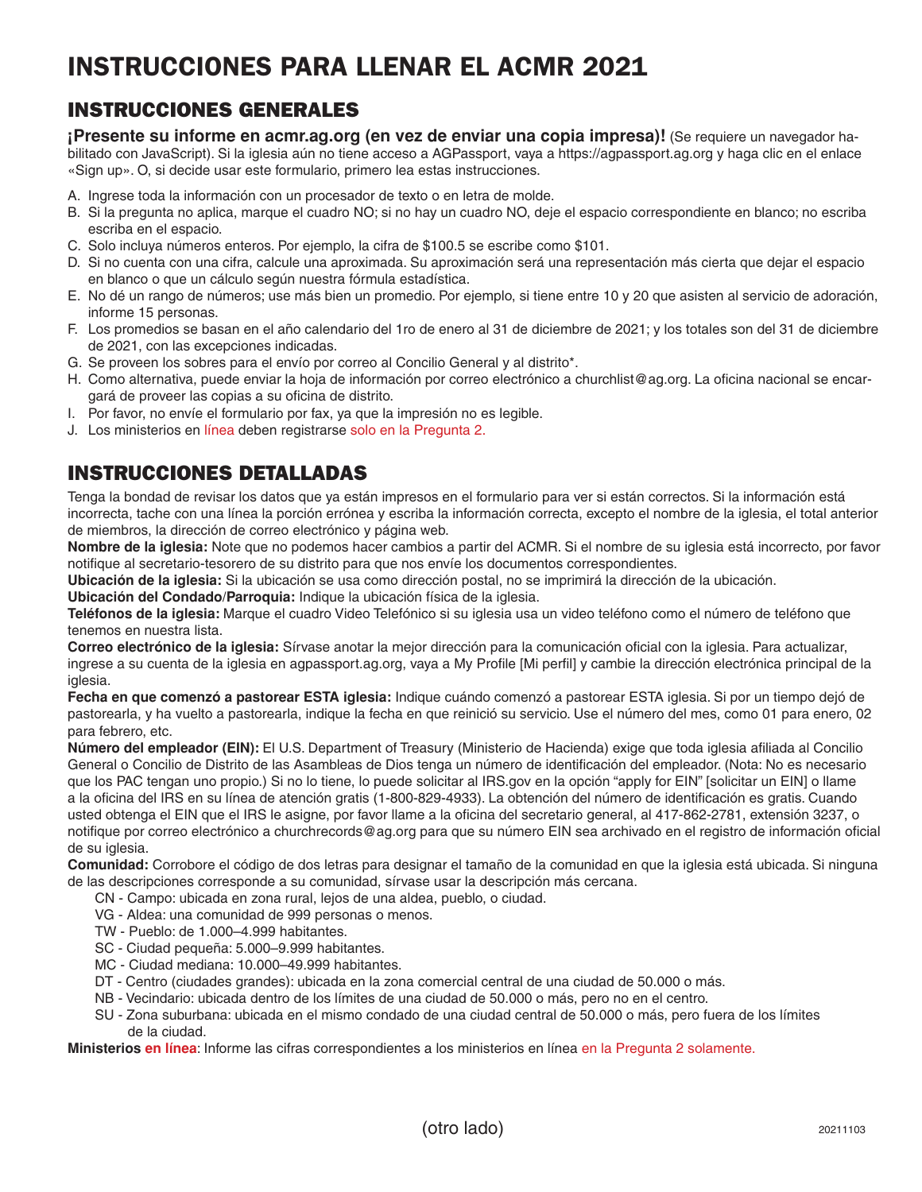# INSTRUCCIONES PARA LLENAR EL ACMR 2021

## INSTRUCCIONES GENERALES

**¡Presente su informe en acmr.ag.org (en vez de enviar una copia impresa)!** (Se requiere un navegador habilitado con JavaScript). Si la iglesia aún no tiene acceso a AGPassport, vaya a https://agpassport.ag.org y haga clic en el enlace «Sign up». O, si decide usar este formulario, primero lea estas instrucciones.

A. Ingrese toda la información con un procesador de texto o en letra de molde.
B. Si la pregunta no aplica, marque el cuadro NO; si no hay un cuadro NO, deje el espacio correspondiente en blanco; no escriba escriba en el espacio.
C. Solo incluya números enteros. Por ejemplo, la cifra de $100.5 se escribe como $101.
D. Si no cuenta con una cifra, calcule una aproximada. Su aproximación será una representación más cierta que dejar el espacio en blanco o que un cálculo según nuestra fórmula estadística.
E. No dé un rango de números; use más bien un promedio. Por ejemplo, si tiene entre 10 y 20 que asisten al servicio de adoración, informe 15 personas.
F. Los promedios se basan en el año calendario del 1ro de enero al 31 de diciembre de 2021; y los totales son del 31 de diciembre de 2021, con las excepciones indicadas.
G. Se proveen los sobres para el envío por correo al Concilio General y al distrito*.
H. Como alternativa, puede enviar la hoja de información por correo electrónico a churchlist@ag.org. La oficina nacional se encargará de proveer las copias a su oficina de distrito.
I. Por favor, no envíe el formulario por fax, ya que la impresión no es legible.
J. Los ministerios en línea deben registrarse solo en la Pregunta 2.

## INSTRUCCIONES DETALLADAS

Tenga la bondad de revisar los datos que ya están impresos en el formulario para ver si están correctos. Si la información está incorrecta, tache con una línea la porción errónea y escriba la información correcta, excepto el nombre de la iglesia, el total anterior de miembros, la dirección de correo electrónico y página web.

**Nombre de la iglesia:** Note que no podemos hacer cambios a partir del ACMR. Si el nombre de su iglesia está incorrecto, por favor notifique al secretario-tesorero de su distrito para que nos envíe los documentos correspondientes.

**Ubicación de la iglesia:** Si la ubicación se usa como dirección postal, no se imprimirá la dirección de la ubicación.

**Ubicación del Condado/Parroquia:** Indique la ubicación física de la iglesia.

**Teléfonos de la iglesia:** Marque el cuadro Video Telefónico si su iglesia usa un video teléfono como el número de teléfono que tenemos en nuestra lista.

**Correo electrónico de la iglesia:** Sírvase anotar la mejor dirección para la comunicación oficial con la iglesia. Para actualizar, ingrese a su cuenta de la iglesia en agpassport.ag.org, vaya a My Profile [Mi perfil] y cambie la dirección electrónica principal de la iglesia.

**Fecha en que comenzó a pastorear ESTA iglesia:** Indique cuándo comenzó a pastorear ESTA iglesia. Si por un tiempo dejó de pastorearla, y ha vuelto a pastorearla, indique la fecha en que reinició su servicio. Use el número del mes, como 01 para enero, 02 para febrero, etc.

**Número del empleador (EIN):** El U.S. Department of Treasury (Ministerio de Hacienda) exige que toda iglesia afiliada al Concilio General o Concilio de Distrito de las Asambleas de Dios tenga un número de identificación del empleador. (Nota: No es necesario que los PAC tengan uno propio.) Si no lo tiene, lo puede solicitar al IRS.gov en la opción "apply for EIN" [solicitar un EIN] o llame a la oficina del IRS en su línea de atención gratis (1-800-829-4933). La obtención del número de identificación es gratis. Cuando usted obtenga el EIN que el IRS le asigne, por favor llame a la oficina del secretario general, al 417-862-2781, extensión 3237, o notifique por correo electrónico a churchrecords@ag.org para que su número EIN sea archivado en el registro de información oficial de su iglesia.

**Comunidad:** Corrobore el código de dos letras para designar el tamaño de la comunidad en que la iglesia está ubicada. Si ninguna de las descripciones corresponde a su comunidad, sírvase usar la descripción más cercana.

- CN - Campo: ubicada en zona rural, lejos de una aldea, pueblo, o ciudad.
- VG - Aldea: una comunidad de 999 personas o menos.
- TW - Pueblo: de 1.000–4.999 habitantes.
- SC - Ciudad pequeña: 5.000–9.999 habitantes.
- MC - Ciudad mediana: 10.000–49.999 habitantes.
- DT - Centro (ciudades grandes): ubicada en la zona comercial central de una ciudad de 50.000 o más.
- NB - Vecindario: ubicada dentro de los límites de una ciudad de 50.000 o más, pero no en el centro.
- SU - Zona suburbana: ubicada en el mismo condado de una ciudad central de 50.000 o más, pero fuera de los límites de la ciudad.

**Ministerios en línea**: Informe las cifras correspondientes a los ministerios en línea en la Pregunta 2 solamente.

(otro lado)

20211103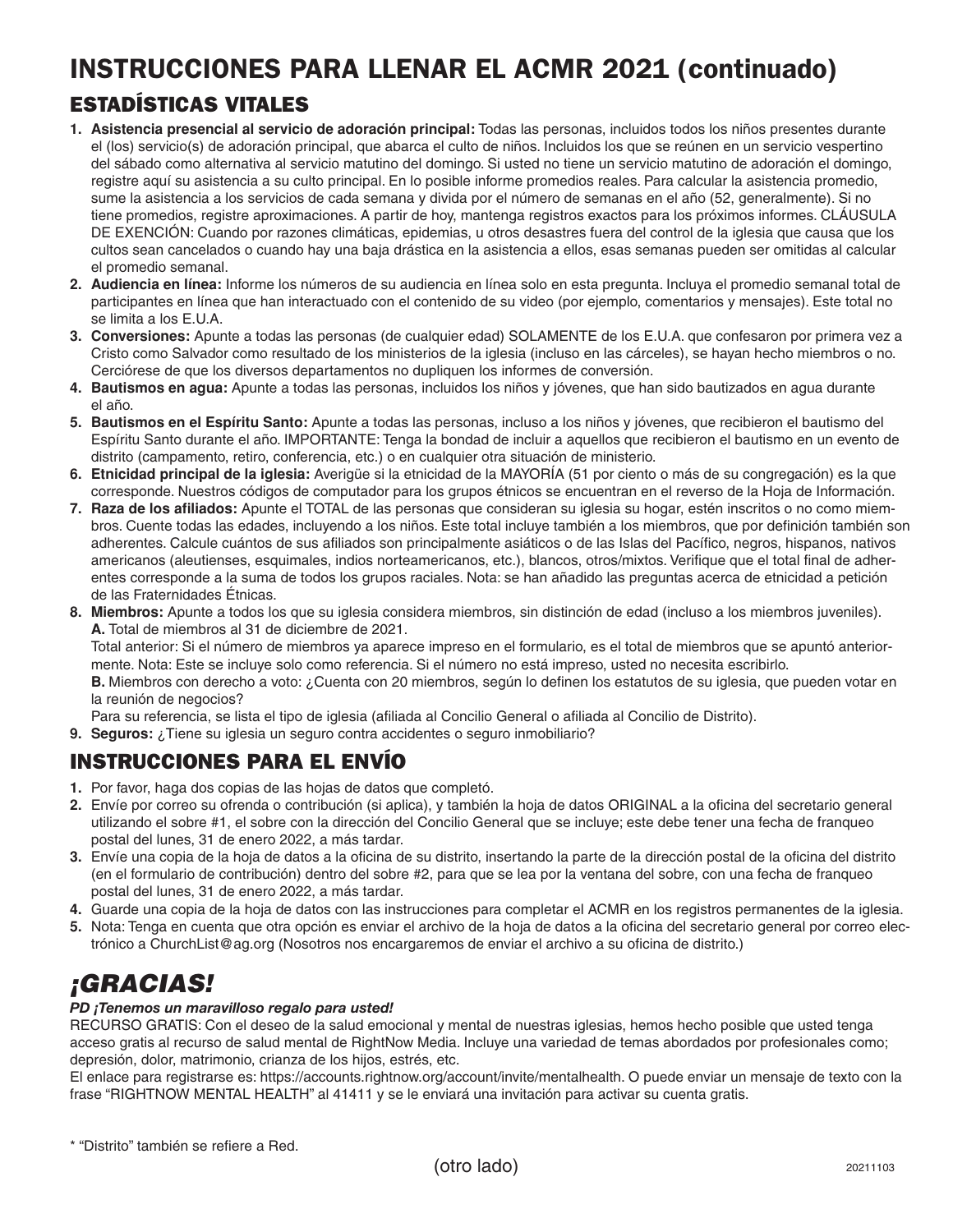# INSTRUCCIONES PARA LLENAR EL ACMR 2021 (continuado)

## ESTADÍSTICAS VITALES

1. **Asistencia presencial al servicio de adoración principal:** Todas las personas, incluidos todos los niños presentes durante el (los) servicio(s) de adoración principal, que abarca el culto de niños. Incluidos los que se reúnen en un servicio vespertino del sábado como alternativa al servicio matutino del domingo. Si usted no tiene un servicio matutino de adoración el domingo, registre aquí su asistencia a su culto principal. En lo posible informe promedios reales. Para calcular la asistencia promedio, sume la asistencia a los servicios de cada semana y divida por el número de semanas en el año (52, generalmente). Si no tiene promedios, registre aproximaciones. A partir de hoy, mantenga registros exactos para los próximos informes. CLÁUSULA DE EXENCIÓN: Cuando por razones climáticas, epidemias, u otros desastres fuera del control de la iglesia que causa que los cultos sean cancelados o cuando hay una baja drástica en la asistencia a ellos, esas semanas pueden ser omitidas al calcular el promedio semanal.
2. **Audiencia en línea:** Informe los números de su audiencia en línea solo en esta pregunta. Incluya el promedio semanal total de participantes en línea que han interactuado con el contenido de su video (por ejemplo, comentarios y mensajes). Este total no se limita a los E.U.A.
3. **Conversiones:** Apunte a todas las personas (de cualquier edad) SOLAMENTE de los E.U.A. que confesaron por primera vez a Cristo como Salvador como resultado de los ministerios de la iglesia (incluso en las cárceles), se hayan hecho miembros o no. Cerciórese de que los diversos departamentos no dupliquen los informes de conversión.
4. **Bautismos en agua:** Apunte a todas las personas, incluidos los niños y jóvenes, que han sido bautizados en agua durante el año.
5. **Bautismos en el Espíritu Santo:** Apunte a todas las personas, incluso a los niños y jóvenes, que recibieron el bautismo del Espíritu Santo durante el año. IMPORTANTE: Tenga la bondad de incluir a aquellos que recibieron el bautismo en un evento de distrito (campamento, retiro, conferencia, etc.) o en cualquier otra situación de ministerio.
6. **Etnicidad principal de la iglesia:** Averigüe si la etnicidad de la MAYORÍA (51 por ciento o más de su congregación) es la que corresponde. Nuestros códigos de computador para los grupos étnicos se encuentran en el reverso de la Hoja de Información.
7. **Raza de los afiliados:** Apunte el TOTAL de las personas que consideran su iglesia su hogar, estén inscritos o no como miembros. Cuente todas las edades, incluyendo a los niños. Este total incluye también a los miembros, que por definición también son adherentes. Calcule cuántos de sus afiliados son principalmente asiáticos o de las Islas del Pacífico, negros, hispanos, nativos americanos (aleutienses, esquimales, indios norteamericanos, etc.), blancos, otros/mixtos. Verifique que el total final de adherentes corresponde a la suma de todos los grupos raciales. Nota: se han añadido las preguntas acerca de etnicidad a petición de las Fraternidades Étnicas.
8. **Miembros:** Apunte a todos los que su iglesia considera miembros, sin distinción de edad (incluso a los miembros juveniles).
   **A.** Total de miembros al 31 de diciembre de 2021.
   Total anterior: Si el número de miembros ya aparece impreso en el formulario, es el total de miembros que se apuntó anteriormente. Nota: Este se incluye solo como referencia. Si el número no está impreso, usted no necesita escribirlo.
   **B.** Miembros con derecho a voto: ¿Cuenta con 20 miembros, según lo definen los estatutos de su iglesia, que pueden votar en la reunión de negocios?
   Para su referencia, se lista el tipo de iglesia (afiliada al Concilio General o afiliada al Concilio de Distrito).
9. **Seguros:** ¿Tiene su iglesia un seguro contra accidentes o seguro inmobiliario?

## INSTRUCCIONES PARA EL ENVÍO

1. Por favor, haga dos copias de las hojas de datos que completó.
2. Envíe por correo su ofrenda o contribución (si aplica), y también la hoja de datos ORIGINAL a la oficina del secretario general utilizando el sobre #1, el sobre con la dirección del Concilio General que se incluye; este debe tener una fecha de franqueo postal del lunes, 31 de enero 2022, a más tardar.
3. Envíe una copia de la hoja de datos a la oficina de su distrito, insertando la parte de la dirección postal de la oficina del distrito (en el formulario de contribución) dentro del sobre #2, para que se lea por la ventana del sobre, con una fecha de franqueo postal del lunes, 31 de enero 2022, a más tardar.
4. Guarde una copia de la hoja de datos con las instrucciones para completar el ACMR en los registros permanentes de la iglesia.
5. Nota: Tenga en cuenta que otra opción es enviar el archivo de la hoja de datos a la oficina del secretario general por correo electrónico a ChurchList@ag.org (Nosotros nos encargaremos de enviar el archivo a su oficina de distrito.)

## *¡GRACIAS!*

***PD ¡Tenemos un maravilloso regalo para usted!***

RECURSO GRATIS: Con el deseo de la salud emocional y mental de nuestras iglesias, hemos hecho posible que usted tenga acceso gratis al recurso de salud mental de RightNow Media. Incluye una variedad de temas abordados por profesionales como; depresión, dolor, matrimonio, crianza de los hijos, estrés, etc.

El enlace para registrarse es: https://accounts.rightnow.org/account/invite/mentalhealth. O puede enviar un mensaje de texto con la frase “RIGHTNOW MENTAL HEALTH” al 41411 y se le enviará una invitación para activar su cuenta gratis.

\* “Distrito” también se refiere a Red.

(otro lado)

20211103